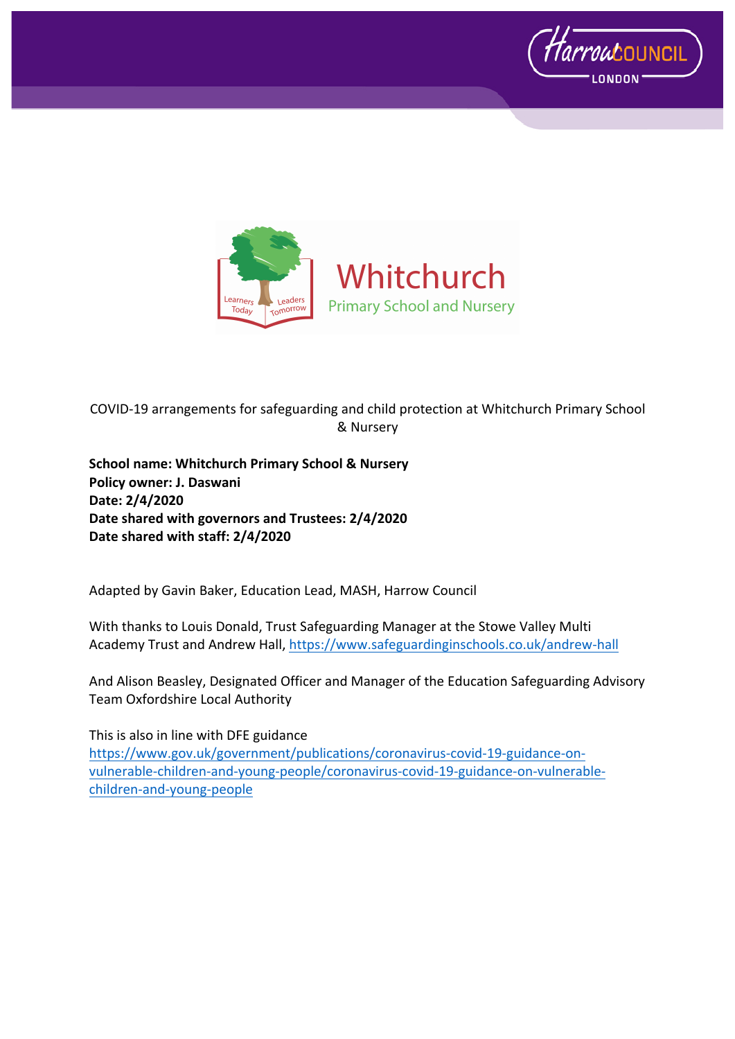COVID-19 arrangements for safeguarding and child protection at Whitchurch Primary School & Nursery

**School name: Whitchurch Primary School & Nursery**
**Policy owner: J. Daswani**
**Date: 2/4/2020**
**Date shared with governors and Trustees: 2/4/2020**
**Date shared with staff: 2/4/2020**

Adapted by Gavin Baker, Education Lead, MASH, Harrow Council

With thanks to Louis Donald, Trust Safeguarding Manager at the Stowe Valley Multi Academy Trust and Andrew Hall, https://www.safeguardinginschools.co.uk/andrew-hall

And Alison Beasley, Designated Officer and Manager of the Education Safeguarding Advisory Team Oxfordshire Local Authority

This is also in line with DFE guidance https://www.gov.uk/government/publications/coronavirus-covid-19-guidance-on-vulnerable-children-and-young-people/coronavirus-covid-19-guidance-on-vulnerable-children-and-young-people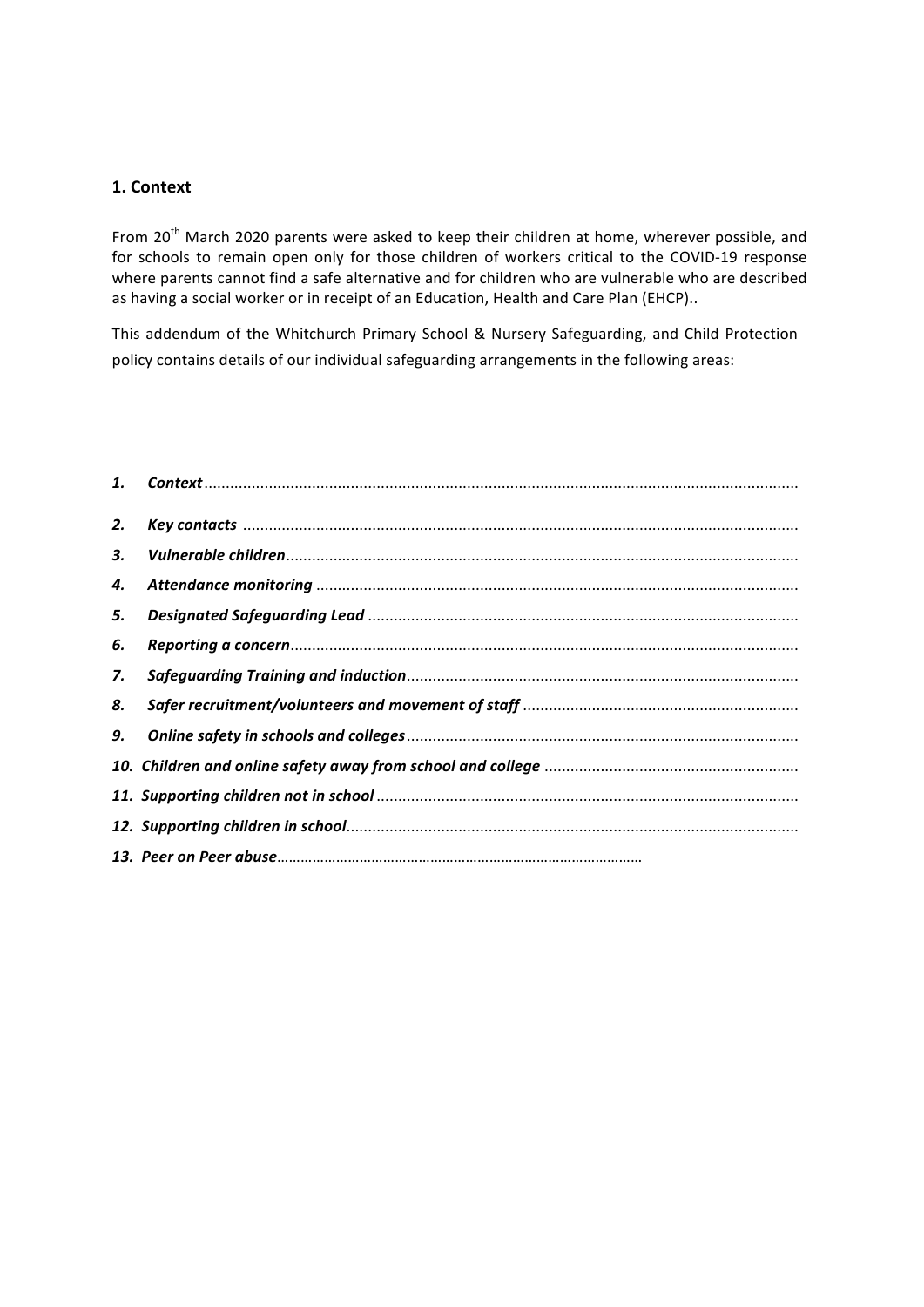## 1. Context

From 20th March 2020 parents were asked to keep their children at home, wherever possible, and for schools to remain open only for those children of workers critical to the COVID-19 response where parents cannot find a safe alternative and for children who are vulnerable who are described as having a social worker or in receipt of an Education, Health and Care Plan (EHCP)..

This addendum of the Whitchurch Primary School & Nursery Safeguarding, and Child Protection policy contains details of our individual safeguarding arrangements in the following areas:

1. ***Context***
2. ***Key contacts***
3. ***Vulnerable children***
4. ***Attendance monitoring***
5. ***Designated Safeguarding Lead***
6. ***Reporting a concern***
7. ***Safeguarding Training and induction***
8. ***Safer recruitment/volunteers and movement of staff***
9. ***Online safety in schools and colleges***
10. ***Children and online safety away from school and college***
11. ***Supporting children not in school***
12. ***Supporting children in school***
13. ***Peer on Peer abuse***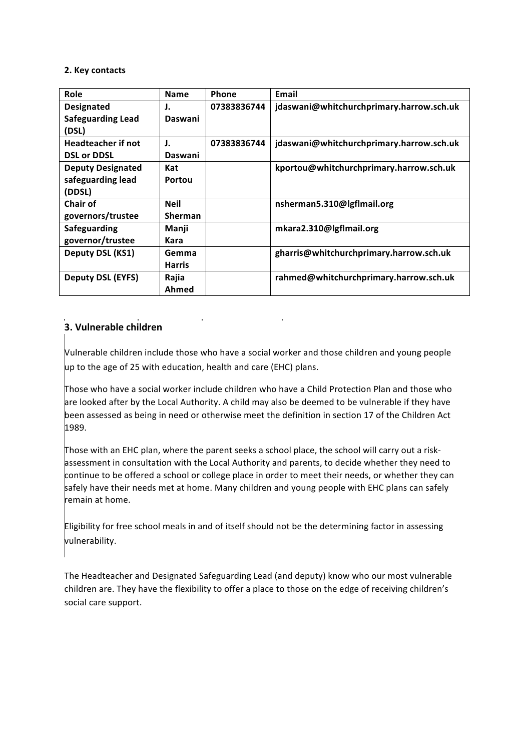**2. Key contacts**

| Role | Name | Phone | Email |
|---|---|---|---|
| **Designated Safeguarding Lead (DSL)** | **J. Daswani** | **07383836744** | **jdaswani@whitchurchprimary.harrow.sch.uk** |
| **Headteacher if not DSL or DDSL** | **J. Daswani** | **07383836744** | **jdaswani@whitchurchprimary.harrow.sch.uk** |
| **Deputy Designated safeguarding lead (DDSL)** | **Kat Portou** | | **kportou@whitchurchprimary.harrow.sch.uk** |
| **Chair of governors/trustee** | **Neil Sherman** | | **nsherman5.310@lgflmail.org** |
| **Safeguarding governor/trustee** | **Manji Kara** | | **mkara2.310@lgflmail.org** |
| **Deputy DSL (KS1)** | **Gemma Harris** | | **gharris@whitchurchprimary.harrow.sch.uk** |
| **Deputy DSL (EYFS)** | **Rajia Ahmed** | | **rahmed@whitchurchprimary.harrow.sch.uk** |

## 3. Vulnerable children

Vulnerable children include those who have a social worker and those children and young people up to the age of 25 with education, health and care (EHC) plans.

Those who have a social worker include children who have a Child Protection Plan and those who are looked after by the Local Authority. A child may also be deemed to be vulnerable if they have been assessed as being in need or otherwise meet the definition in section 17 of the Children Act 1989.

Those with an EHC plan, where the parent seeks a school place, the school will carry out a risk-assessment in consultation with the Local Authority and parents, to decide whether they need to continue to be offered a school or college place in order to meet their needs, or whether they can safely have their needs met at home. Many children and young people with EHC plans can safely remain at home.

Eligibility for free school meals in and of itself should not be the determining factor in assessing vulnerability.

The Headteacher and Designated Safeguarding Lead (and deputy) know who our most vulnerable children are. They have the flexibility to offer a place to those on the edge of receiving children's social care support.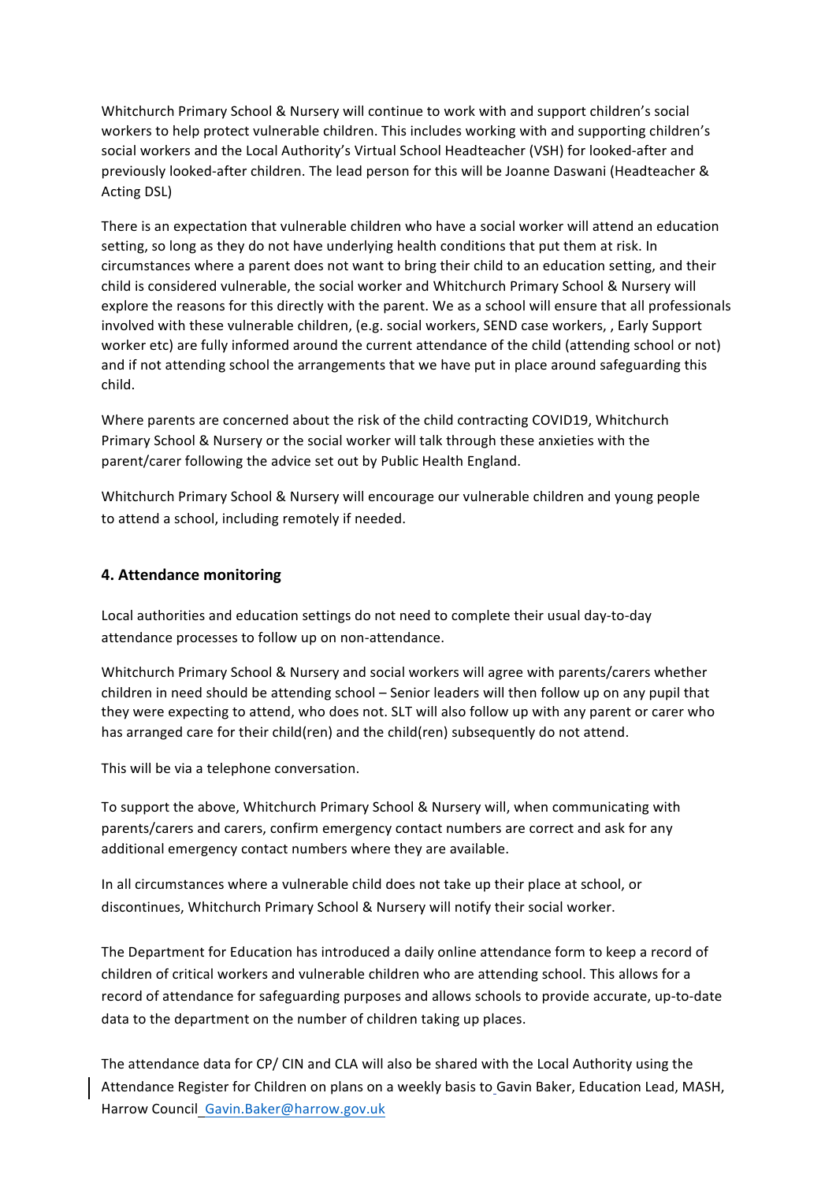Whitchurch Primary School & Nursery will continue to work with and support children's social workers to help protect vulnerable children. This includes working with and supporting children's social workers and the Local Authority's Virtual School Headteacher (VSH) for looked-after and previously looked-after children. The lead person for this will be Joanne Daswani (Headteacher & Acting DSL)

There is an expectation that vulnerable children who have a social worker will attend an education setting, so long as they do not have underlying health conditions that put them at risk. In circumstances where a parent does not want to bring their child to an education setting, and their child is considered vulnerable, the social worker and Whitchurch Primary School & Nursery will explore the reasons for this directly with the parent. We as a school will ensure that all professionals involved with these vulnerable children, (e.g. social workers, SEND case workers, , Early Support worker etc) are fully informed around the current attendance of the child (attending school or not) and if not attending school the arrangements that we have put in place around safeguarding this child.

Where parents are concerned about the risk of the child contracting COVID19, Whitchurch Primary School & Nursery or the social worker will talk through these anxieties with the parent/carer following the advice set out by Public Health England.

Whitchurch Primary School & Nursery will encourage our vulnerable children and young people to attend a school, including remotely if needed.

## 4. Attendance monitoring

Local authorities and education settings do not need to complete their usual day-to-day attendance processes to follow up on non-attendance.

Whitchurch Primary School & Nursery and social workers will agree with parents/carers whether children in need should be attending school – Senior leaders will then follow up on any pupil that they were expecting to attend, who does not. SLT will also follow up with any parent or carer who has arranged care for their child(ren) and the child(ren) subsequently do not attend.

This will be via a telephone conversation.

To support the above, Whitchurch Primary School & Nursery will, when communicating with parents/carers and carers, confirm emergency contact numbers are correct and ask for any additional emergency contact numbers where they are available.

In all circumstances where a vulnerable child does not take up their place at school, or discontinues, Whitchurch Primary School & Nursery will notify their social worker.

The Department for Education has introduced a daily online attendance form to keep a record of children of critical workers and vulnerable children who are attending school. This allows for a record of attendance for safeguarding purposes and allows schools to provide accurate, up-to-date data to the department on the number of children taking up places.

The attendance data for CP/ CIN and CLA will also be shared with the Local Authority using the Attendance Register for Children on plans on a weekly basis to Gavin Baker, Education Lead, MASH, Harrow Council Gavin.Baker@harrow.gov.uk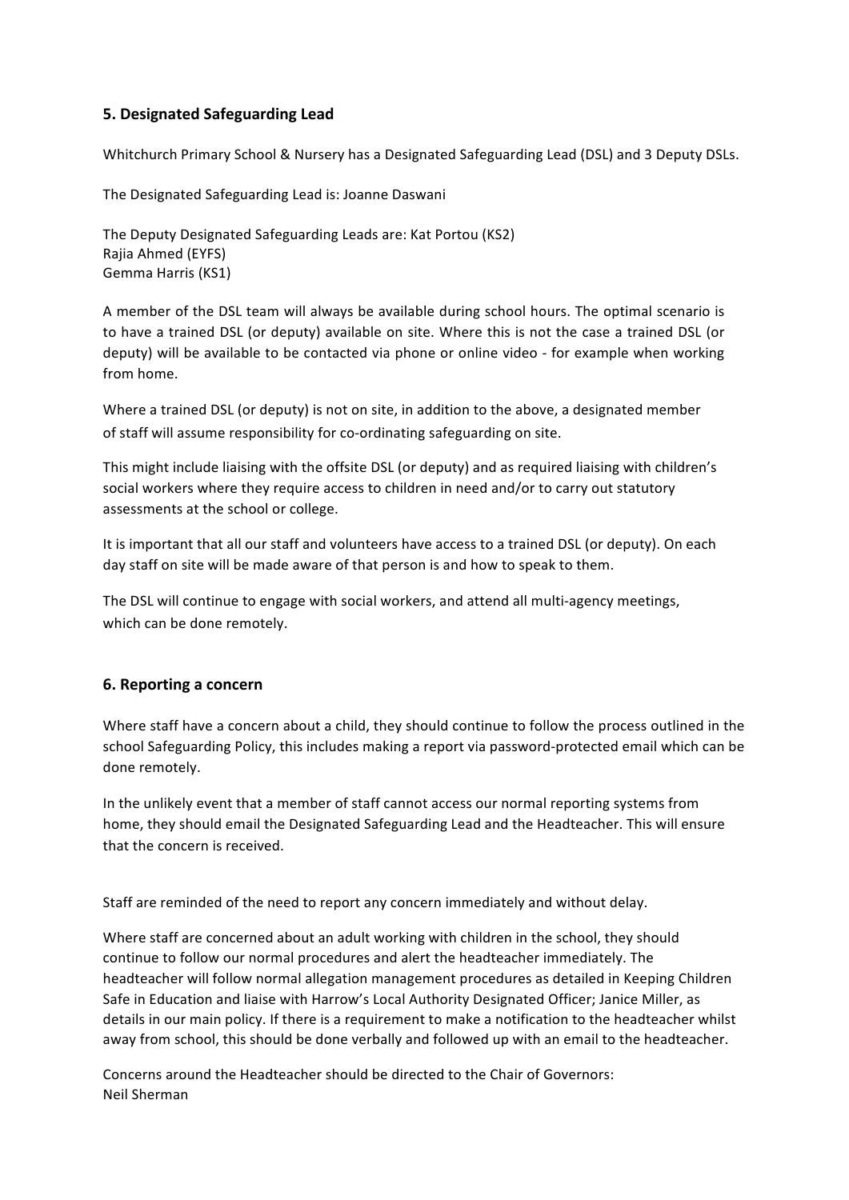## 5. Designated Safeguarding Lead

Whitchurch Primary School & Nursery has a Designated Safeguarding Lead (DSL) and 3 Deputy DSLs.

The Designated Safeguarding Lead is: Joanne Daswani

The Deputy Designated Safeguarding Leads are: Kat Portou (KS2)
Rajia Ahmed (EYFS)
Gemma Harris (KS1)

A member of the DSL team will always be available during school hours. The optimal scenario is to have a trained DSL (or deputy) available on site. Where this is not the case a trained DSL (or deputy) will be available to be contacted via phone or online video - for example when working from home.

Where a trained DSL (or deputy) is not on site, in addition to the above, a designated member of staff will assume responsibility for co-ordinating safeguarding on site.

This might include liaising with the offsite DSL (or deputy) and as required liaising with children's social workers where they require access to children in need and/or to carry out statutory assessments at the school or college.

It is important that all our staff and volunteers have access to a trained DSL (or deputy). On each day staff on site will be made aware of that person is and how to speak to them.

The DSL will continue to engage with social workers, and attend all multi-agency meetings, which can be done remotely.

## 6. Reporting a concern

Where staff have a concern about a child, they should continue to follow the process outlined in the school Safeguarding Policy, this includes making a report via password-protected email which can be done remotely.

In the unlikely event that a member of staff cannot access our normal reporting systems from home, they should email the Designated Safeguarding Lead and the Headteacher. This will ensure that the concern is received.

Staff are reminded of the need to report any concern immediately and without delay.

Where staff are concerned about an adult working with children in the school, they should continue to follow our normal procedures and alert the headteacher immediately. The headteacher will follow normal allegation management procedures as detailed in Keeping Children Safe in Education and liaise with Harrow's Local Authority Designated Officer; Janice Miller, as details in our main policy. If there is a requirement to make a notification to the headteacher whilst away from school, this should be done verbally and followed up with an email to the headteacher.

Concerns around the Headteacher should be directed to the Chair of Governors:
Neil Sherman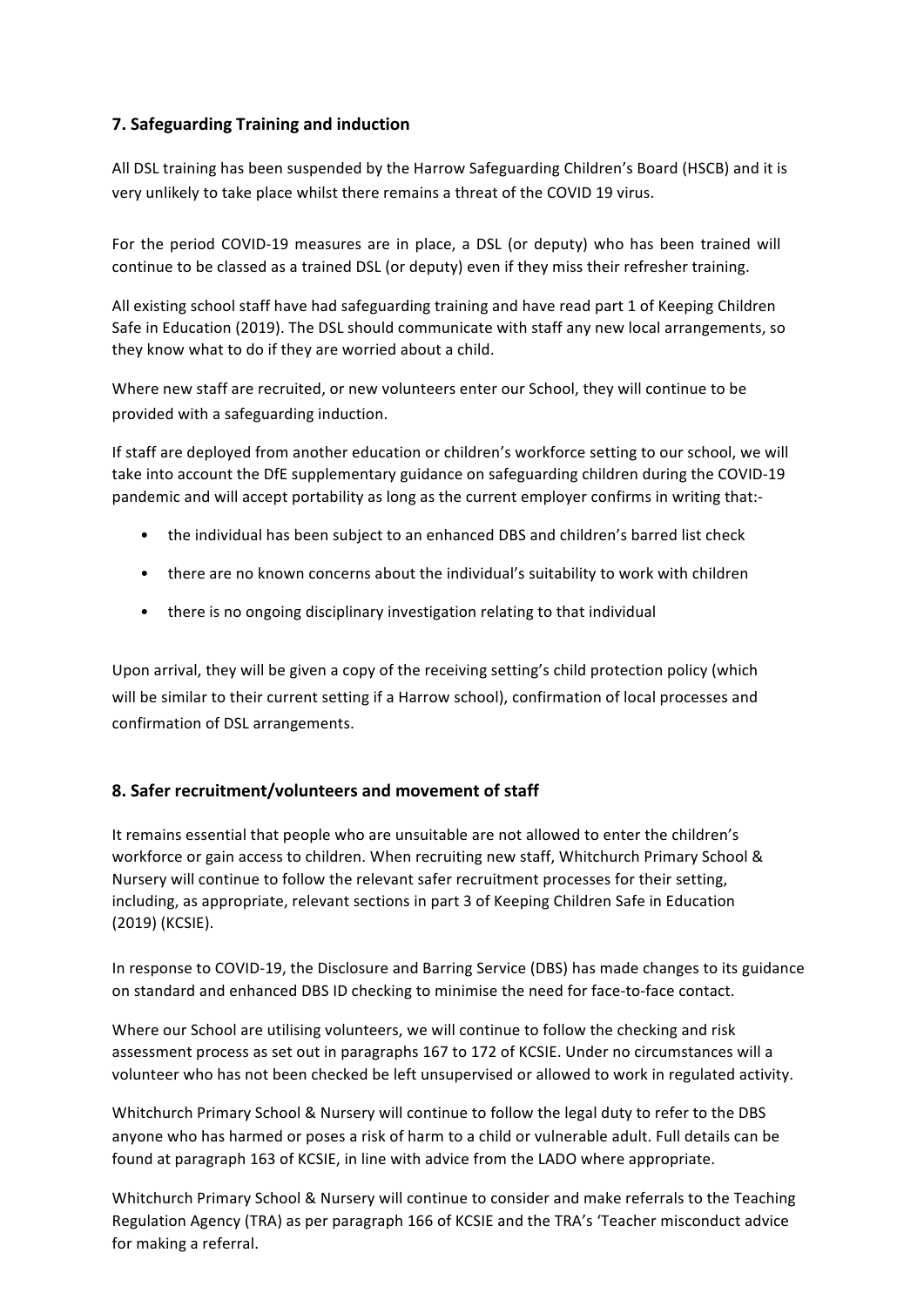## 7. Safeguarding Training and induction

All DSL training has been suspended by the Harrow Safeguarding Children's Board (HSCB) and it is very unlikely to take place whilst there remains a threat of the COVID 19 virus.

For the period COVID-19 measures are in place, a DSL (or deputy) who has been trained will continue to be classed as a trained DSL (or deputy) even if they miss their refresher training.

All existing school staff have had safeguarding training and have read part 1 of Keeping Children Safe in Education (2019). The DSL should communicate with staff any new local arrangements, so they know what to do if they are worried about a child.

Where new staff are recruited, or new volunteers enter our School, they will continue to be provided with a safeguarding induction.

If staff are deployed from another education or children's workforce setting to our school, we will take into account the DfE supplementary guidance on safeguarding children during the COVID-19 pandemic and will accept portability as long as the current employer confirms in writing that:-

- the individual has been subject to an enhanced DBS and children's barred list check
- there are no known concerns about the individual's suitability to work with children
- there is no ongoing disciplinary investigation relating to that individual

Upon arrival, they will be given a copy of the receiving setting's child protection policy (which will be similar to their current setting if a Harrow school), confirmation of local processes and confirmation of DSL arrangements.

## 8. Safer recruitment/volunteers and movement of staff

It remains essential that people who are unsuitable are not allowed to enter the children's workforce or gain access to children. When recruiting new staff, Whitchurch Primary School & Nursery will continue to follow the relevant safer recruitment processes for their setting, including, as appropriate, relevant sections in part 3 of Keeping Children Safe in Education (2019) (KCSIE).

In response to COVID-19, the Disclosure and Barring Service (DBS) has made changes to its guidance on standard and enhanced DBS ID checking to minimise the need for face-to-face contact.

Where our School are utilising volunteers, we will continue to follow the checking and risk assessment process as set out in paragraphs 167 to 172 of KCSIE. Under no circumstances will a volunteer who has not been checked be left unsupervised or allowed to work in regulated activity.

Whitchurch Primary School & Nursery will continue to follow the legal duty to refer to the DBS anyone who has harmed or poses a risk of harm to a child or vulnerable adult. Full details can be found at paragraph 163 of KCSIE, in line with advice from the LADO where appropriate.

Whitchurch Primary School & Nursery will continue to consider and make referrals to the Teaching Regulation Agency (TRA) as per paragraph 166 of KCSIE and the TRA's 'Teacher misconduct advice for making a referral.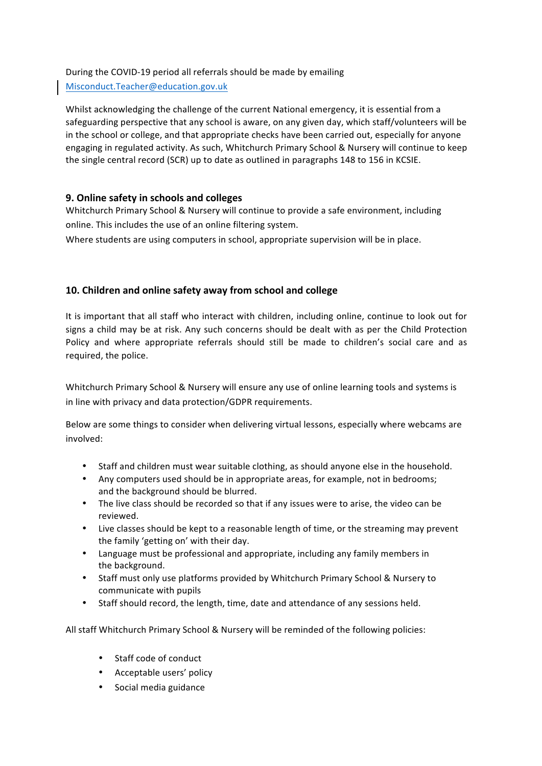During the COVID-19 period all referrals should be made by emailing Misconduct.Teacher@education.gov.uk

Whilst acknowledging the challenge of the current National emergency, it is essential from a safeguarding perspective that any school is aware, on any given day, which staff/volunteers will be in the school or college, and that appropriate checks have been carried out, especially for anyone engaging in regulated activity. As such, Whitchurch Primary School & Nursery will continue to keep the single central record (SCR) up to date as outlined in paragraphs 148 to 156 in KCSIE.

## 9. Online safety in schools and colleges

Whitchurch Primary School & Nursery will continue to provide a safe environment, including online. This includes the use of an online filtering system.

Where students are using computers in school, appropriate supervision will be in place.

## 10. Children and online safety away from school and college

It is important that all staff who interact with children, including online, continue to look out for signs a child may be at risk. Any such concerns should be dealt with as per the Child Protection Policy and where appropriate referrals should still be made to children's social care and as required, the police.

Whitchurch Primary School & Nursery will ensure any use of online learning tools and systems is in line with privacy and data protection/GDPR requirements.

Below are some things to consider when delivering virtual lessons, especially where webcams are involved:

- Staff and children must wear suitable clothing, as should anyone else in the household.
- Any computers used should be in appropriate areas, for example, not in bedrooms; and the background should be blurred.
- The live class should be recorded so that if any issues were to arise, the video can be reviewed.
- Live classes should be kept to a reasonable length of time, or the streaming may prevent the family 'getting on' with their day.
- Language must be professional and appropriate, including any family members in the background.
- Staff must only use platforms provided by Whitchurch Primary School & Nursery to communicate with pupils
- Staff should record, the length, time, date and attendance of any sessions held.

All staff Whitchurch Primary School & Nursery will be reminded of the following policies:

- Staff code of conduct
- Acceptable users' policy
- Social media guidance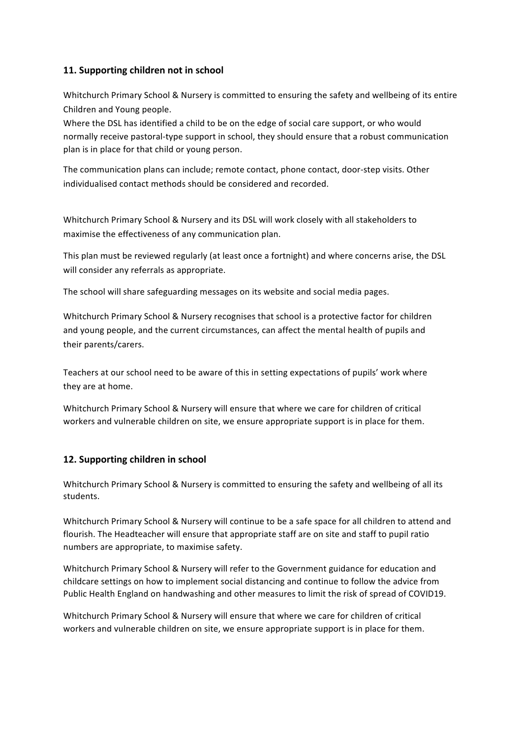## 11. Supporting children not in school

Whitchurch Primary School & Nursery is committed to ensuring the safety and wellbeing of its entire Children and Young people.

Where the DSL has identified a child to be on the edge of social care support, or who would normally receive pastoral-type support in school, they should ensure that a robust communication plan is in place for that child or young person.

The communication plans can include; remote contact, phone contact, door-step visits. Other individualised contact methods should be considered and recorded.

Whitchurch Primary School & Nursery and its DSL will work closely with all stakeholders to maximise the effectiveness of any communication plan.

This plan must be reviewed regularly (at least once a fortnight) and where concerns arise, the DSL will consider any referrals as appropriate.

The school will share safeguarding messages on its website and social media pages.

Whitchurch Primary School & Nursery recognises that school is a protective factor for children and young people, and the current circumstances, can affect the mental health of pupils and their parents/carers.

Teachers at our school need to be aware of this in setting expectations of pupils' work where they are at home.

Whitchurch Primary School & Nursery will ensure that where we care for children of critical workers and vulnerable children on site, we ensure appropriate support is in place for them.

## 12. Supporting children in school

Whitchurch Primary School & Nursery is committed to ensuring the safety and wellbeing of all its students.

Whitchurch Primary School & Nursery will continue to be a safe space for all children to attend and flourish. The Headteacher will ensure that appropriate staff are on site and staff to pupil ratio numbers are appropriate, to maximise safety.

Whitchurch Primary School & Nursery will refer to the Government guidance for education and childcare settings on how to implement social distancing and continue to follow the advice from Public Health England on handwashing and other measures to limit the risk of spread of COVID19.

Whitchurch Primary School & Nursery will ensure that where we care for children of critical workers and vulnerable children on site, we ensure appropriate support is in place for them.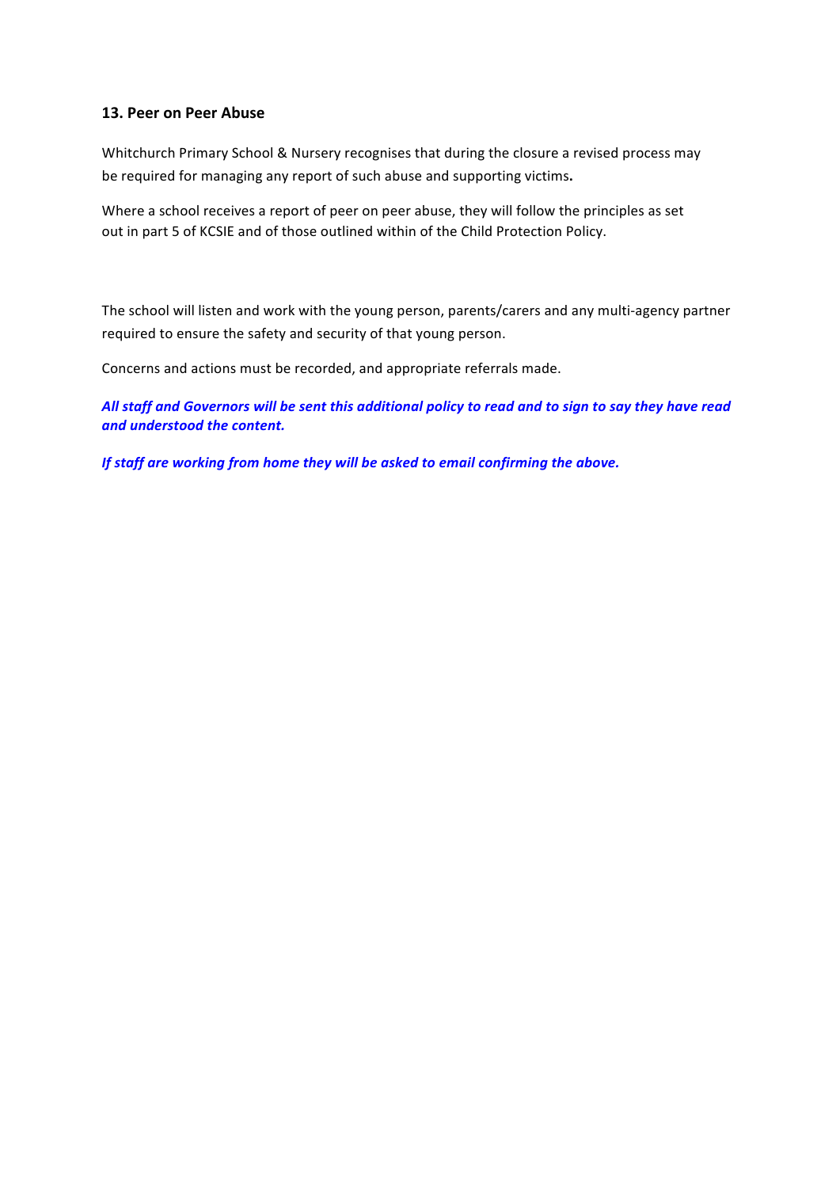### 13. Peer on Peer Abuse

Whitchurch Primary School & Nursery recognises that during the closure a revised process may be required for managing any report of such abuse and supporting victims**.**

Where a school receives a report of peer on peer abuse, they will follow the principles as set out in part 5 of KCSIE and of those outlined within of the Child Protection Policy.

The school will listen and work with the young person, parents/carers and any multi-agency partner required to ensure the safety and security of that young person.

Concerns and actions must be recorded, and appropriate referrals made.

***All staff and Governors will be sent this additional policy to read and to sign to say they have read and understood the content.***

***If staff are working from home they will be asked to email confirming the above.***